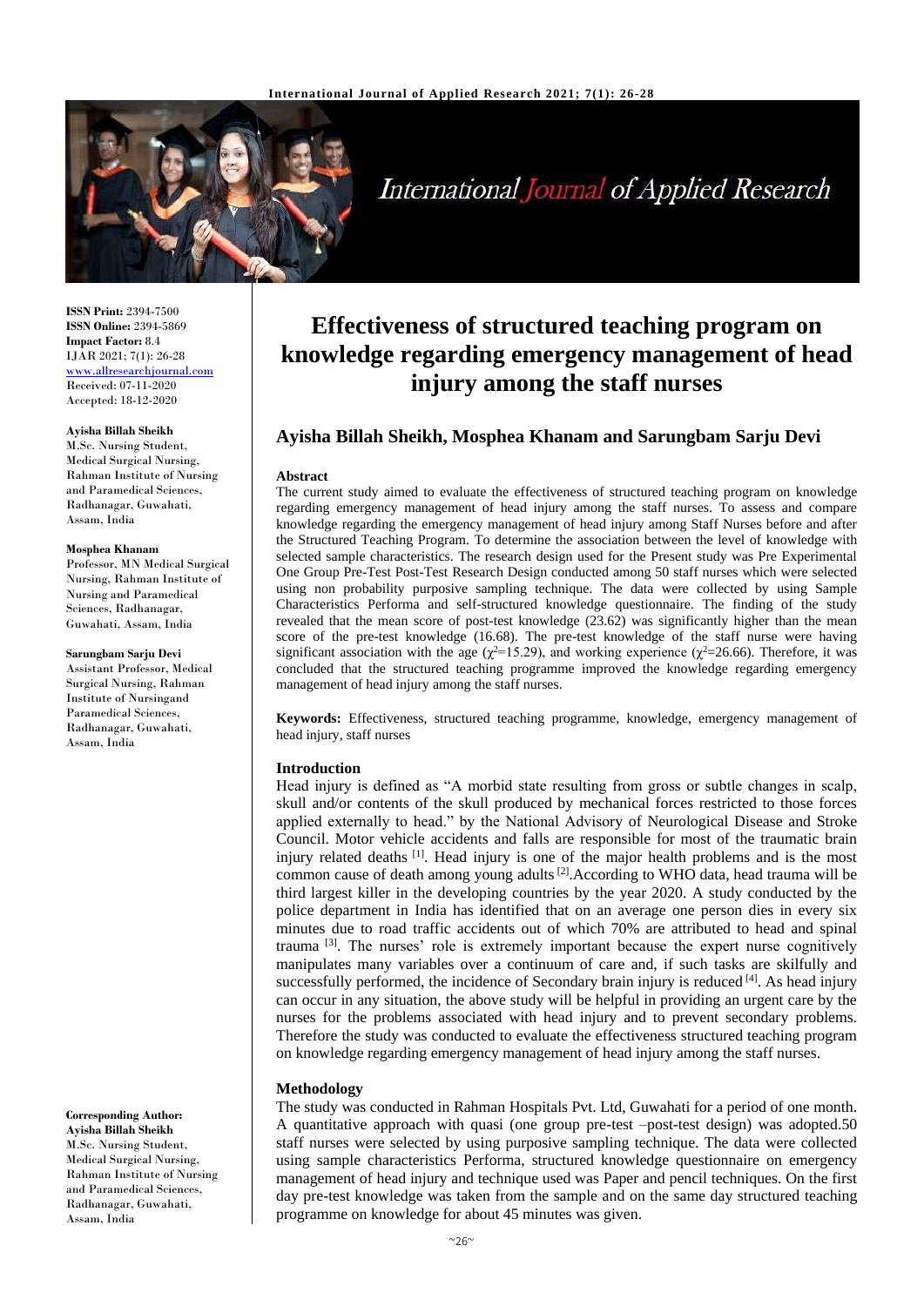**ISSN Print:** 2394-7500
**ISSN Online:** 2394-5869
**Impact Factor:** 8.4
IJAR 2021; 7(1): 26-28
www.allresearchjournal.com
Received: 07-11-2020
Accepted: 18-12-2020

**Ayisha Billah Sheikh**
M.Sc. Nursing Student, Medical Surgical Nursing, Rahman Institute of Nursing and Paramedical Sciences, Radhanagar, Guwahati, Assam, India

**Mosphea Khanam**
Professor, MN Medical Surgical Nursing, Rahman Institute of Nursing and Paramedical Sciences, Radhanagar, Guwahati, Assam, India

**Sarungbam Sarju Devi**
Assistant Professor, Medical Surgical Nursing, Rahman Institute of Nursingand Paramedical Sciences, Radhanagar, Guwahati, Assam, India

**Corresponding Author:**
**Ayisha Billah Sheikh**
M.Sc. Nursing Student, Medical Surgical Nursing, Rahman Institute of Nursing and Paramedical Sciences, Radhanagar, Guwahati, Assam, India

# Effectiveness of structured teaching program on knowledge regarding emergency management of head injury among the staff nurses

## Ayisha Billah Sheikh, Mosphea Khanam and Sarungbam Sarju Devi

### Abstract

The current study aimed to evaluate the effectiveness of structured teaching program on knowledge regarding emergency management of head injury among the staff nurses. To assess and compare knowledge regarding the emergency management of head injury among Staff Nurses before and after the Structured Teaching Program. To determine the association between the level of knowledge with selected sample characteristics. The research design used for the Present study was Pre Experimental One Group Pre-Test Post-Test Research Design conducted among 50 staff nurses which were selected using non probability purposive sampling technique. The data were collected by using Sample Characteristics Performa and self-structured knowledge questionnaire. The finding of the study revealed that the mean score of post-test knowledge (23.62) was significantly higher than the mean score of the pre-test knowledge (16.68). The pre-test knowledge of the staff nurse were having significant association with the age ($\chi^2$=15.29), and working experience ($\chi^2$=26.66). Therefore, it was concluded that the structured teaching programme improved the knowledge regarding emergency management of head injury among the staff nurses.

**Keywords:** Effectiveness, structured teaching programme, knowledge, emergency management of head injury, staff nurses

### Introduction

Head injury is defined as "A morbid state resulting from gross or subtle changes in scalp, skull and/or contents of the skull produced by mechanical forces restricted to those forces applied externally to head." by the National Advisory of Neurological Disease and Stroke Council. Motor vehicle accidents and falls are responsible for most of the traumatic brain injury related deaths [1]. Head injury is one of the major health problems and is the most common cause of death among young adults [2].According to WHO data, head trauma will be third largest killer in the developing countries by the year 2020. A study conducted by the police department in India has identified that on an average one person dies in every six minutes due to road traffic accidents out of which 70% are attributed to head and spinal trauma [3]. The nurses' role is extremely important because the expert nurse cognitively manipulates many variables over a continuum of care and, if such tasks are skilfully and successfully performed, the incidence of Secondary brain injury is reduced [4]. As head injury can occur in any situation, the above study will be helpful in providing an urgent care by the nurses for the problems associated with head injury and to prevent secondary problems. Therefore the study was conducted to evaluate the effectiveness structured teaching program on knowledge regarding emergency management of head injury among the staff nurses.

### Methodology

The study was conducted in Rahman Hospitals Pvt. Ltd, Guwahati for a period of one month. A quantitative approach with quasi (one group pre-test –post-test design) was adopted.50 staff nurses were selected by using purposive sampling technique. The data were collected using sample characteristics Performa, structured knowledge questionnaire on emergency management of head injury and technique used was Paper and pencil techniques. On the first day pre-test knowledge was taken from the sample and on the same day structured teaching programme on knowledge for about 45 minutes was given.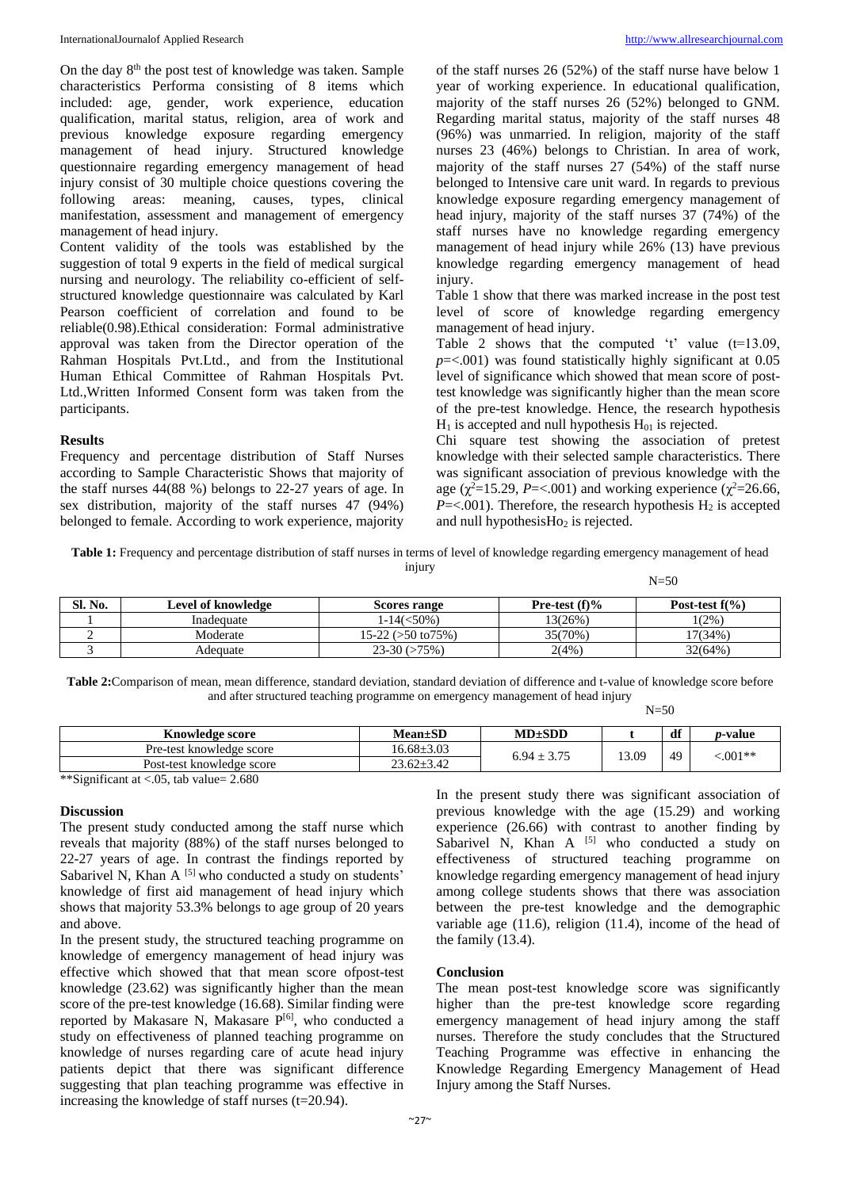On the day 8th the post test of knowledge was taken. Sample characteristics Performa consisting of 8 items which included: age, gender, work experience, education qualification, marital status, religion, area of work and previous knowledge exposure regarding emergency management of head injury. Structured knowledge questionnaire regarding emergency management of head injury consist of 30 multiple choice questions covering the following areas: meaning, causes, types, clinical manifestation, assessment and management of emergency management of head injury.

Content validity of the tools was established by the suggestion of total 9 experts in the field of medical surgical nursing and neurology. The reliability co-efficient of self-structured knowledge questionnaire was calculated by Karl Pearson coefficient of correlation and found to be reliable(0.98).Ethical consideration: Formal administrative approval was taken from the Director operation of the Rahman Hospitals Pvt.Ltd., and from the Institutional Human Ethical Committee of Rahman Hospitals Pvt. Ltd.,Written Informed Consent form was taken from the participants.

## Results

Frequency and percentage distribution of Staff Nurses according to Sample Characteristic Shows that majority of the staff nurses 44(88 %) belongs to 22-27 years of age. In sex distribution, majority of the staff nurses 47 (94%) belonged to female. According to work experience, majority of the staff nurses 26 (52%) of the staff nurse have below 1 year of working experience. In educational qualification, majority of the staff nurses 26 (52%) belonged to GNM. Regarding marital status, majority of the staff nurses 48 (96%) was unmarried. In religion, majority of the staff nurses 23 (46%) belongs to Christian. In area of work, majority of the staff nurses 27 (54%) of the staff nurse belonged to Intensive care unit ward. In regards to previous knowledge exposure regarding emergency management of head injury, majority of the staff nurses 37 (74%) of the staff nurses have no knowledge regarding emergency management of head injury while 26% (13) have previous knowledge regarding emergency management of head injury.

Table 1 show that there was marked increase in the post test level of score of knowledge regarding emergency management of head injury.

Table 2 shows that the computed 't' value (t=13.09, $p$=<.001) was found statistically highly significant at 0.05 level of significance which showed that mean score of post-test knowledge was significantly higher than the mean score of the pre-test knowledge. Hence, the research hypothesis $H_1$ is accepted and null hypothesis $H_{01}$ is rejected.

Chi square test showing the association of pretest knowledge with their selected sample characteristics. There was significant association of previous knowledge with the age ($\chi^2$=15.29, $P$=<.001) and working experience ($\chi^2$=26.66, $P$=<.001). Therefore, the research hypothesis $H_2$ is accepted and null hypothesis$Ho_2$ is rejected.

**Table 1:** Frequency and percentage distribution of staff nurses in terms of level of knowledge regarding emergency management of head injury

N=50

| Sl. No. | Level of knowledge | Scores range | Pre-test (f)% | Post-test f(%) |
|---|---|---|---|---|
| 1 | Inadequate | 1-14(<50%) | 13(26%) | 1(2%) |
| 2 | Moderate | 15-22 (>50 to75%) | 35(70%) | 17(34%) |
| 3 | Adequate | 23-30 (>75%) | 2(4%) | 32(64%) |

**Table 2:**Comparison of mean, mean difference, standard deviation, standard deviation of difference and t-value of knowledge score before and after structured teaching programme on emergency management of head injury

N=50

| Knowledge score | Mean±SD | MD±SDD | t | df | *p*-value |
|---|---|---|---|---|---|
| Pre-test knowledge score | 16.68±3.03 | 6.94 ± 3.75 | 13.09 | 49 | <.001** |
| Post-test knowledge score | 23.62±3.42 | | | | |

**Significant at <.05, tab value= 2.680

## Discussion

The present study conducted among the staff nurse which reveals that majority (88%) of the staff nurses belonged to 22-27 years of age. In contrast the findings reported by Sabarivel N, Khan A [5] who conducted a study on students' knowledge of first aid management of head injury which shows that majority 53.3% belongs to age group of 20 years and above.

In the present study, the structured teaching programme on knowledge of emergency management of head injury was effective which showed that that mean score ofpost-test knowledge (23.62) was significantly higher than the mean score of the pre-test knowledge (16.68). Similar finding were reported by Makasare N, Makasare P[6], who conducted a study on effectiveness of planned teaching programme on knowledge of nurses regarding care of acute head injury patients depict that there was significant difference suggesting that plan teaching programme was effective in increasing the knowledge of staff nurses (t=20.94).

In the present study there was significant association of previous knowledge with the age (15.29) and working experience (26.66) with contrast to another finding by Sabarivel N, Khan A [5] who conducted a study on effectiveness of structured teaching programme on knowledge regarding emergency management of head injury among college students shows that there was association between the pre-test knowledge and the demographic variable age (11.6), religion (11.4), income of the head of the family (13.4).

## Conclusion

The mean post-test knowledge score was significantly higher than the pre-test knowledge score regarding emergency management of head injury among the staff nurses. Therefore the study concludes that the Structured Teaching Programme was effective in enhancing the Knowledge Regarding Emergency Management of Head Injury among the Staff Nurses.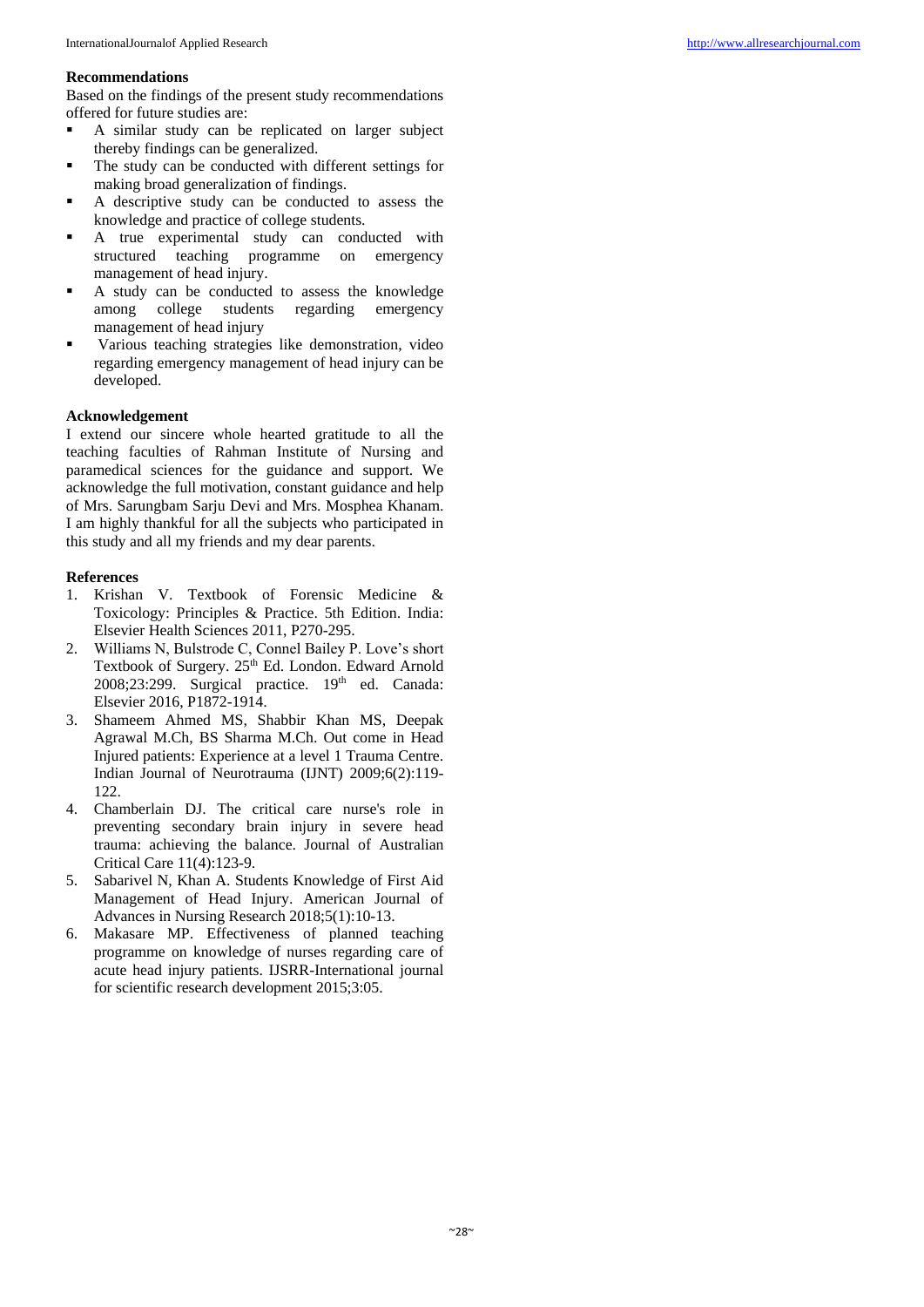## Recommendations

Based on the findings of the present study recommendations offered for future studies are:

- A similar study can be replicated on larger subject thereby findings can be generalized.
- The study can be conducted with different settings for making broad generalization of findings.
- A descriptive study can be conducted to assess the knowledge and practice of college students.
- A true experimental study can conducted with structured teaching programme on emergency management of head injury.
- A study can be conducted to assess the knowledge among college students regarding emergency management of head injury
- Various teaching strategies like demonstration, video regarding emergency management of head injury can be developed.

## Acknowledgement

I extend our sincere whole hearted gratitude to all the teaching faculties of Rahman Institute of Nursing and paramedical sciences for the guidance and support. We acknowledge the full motivation, constant guidance and help of Mrs. Sarungbam Sarju Devi and Mrs. Mosphea Khanam. I am highly thankful for all the subjects who participated in this study and all my friends and my dear parents.

## References

1. Krishan V. Textbook of Forensic Medicine & Toxicology: Principles & Practice. 5th Edition. India: Elsevier Health Sciences 2011, P270-295.
2. Williams N, Bulstrode C, Connel Bailey P. Love's short Textbook of Surgery. 25th Ed. London. Edward Arnold 2008;23:299. Surgical practice. 19th ed. Canada: Elsevier 2016, P1872-1914.
3. Shameem Ahmed MS, Shabbir Khan MS, Deepak Agrawal M.Ch, BS Sharma M.Ch. Out come in Head Injured patients: Experience at a level 1 Trauma Centre. Indian Journal of Neurotrauma (IJNT) 2009;6(2):119-122.
4. Chamberlain DJ. The critical care nurse's role in preventing secondary brain injury in severe head trauma: achieving the balance. Journal of Australian Critical Care 11(4):123-9.
5. Sabarivel N, Khan A. Students Knowledge of First Aid Management of Head Injury. American Journal of Advances in Nursing Research 2018;5(1):10-13.
6. Makasare MP. Effectiveness of planned teaching programme on knowledge of nurses regarding care of acute head injury patients. IJSRR-International journal for scientific research development 2015;3:05.